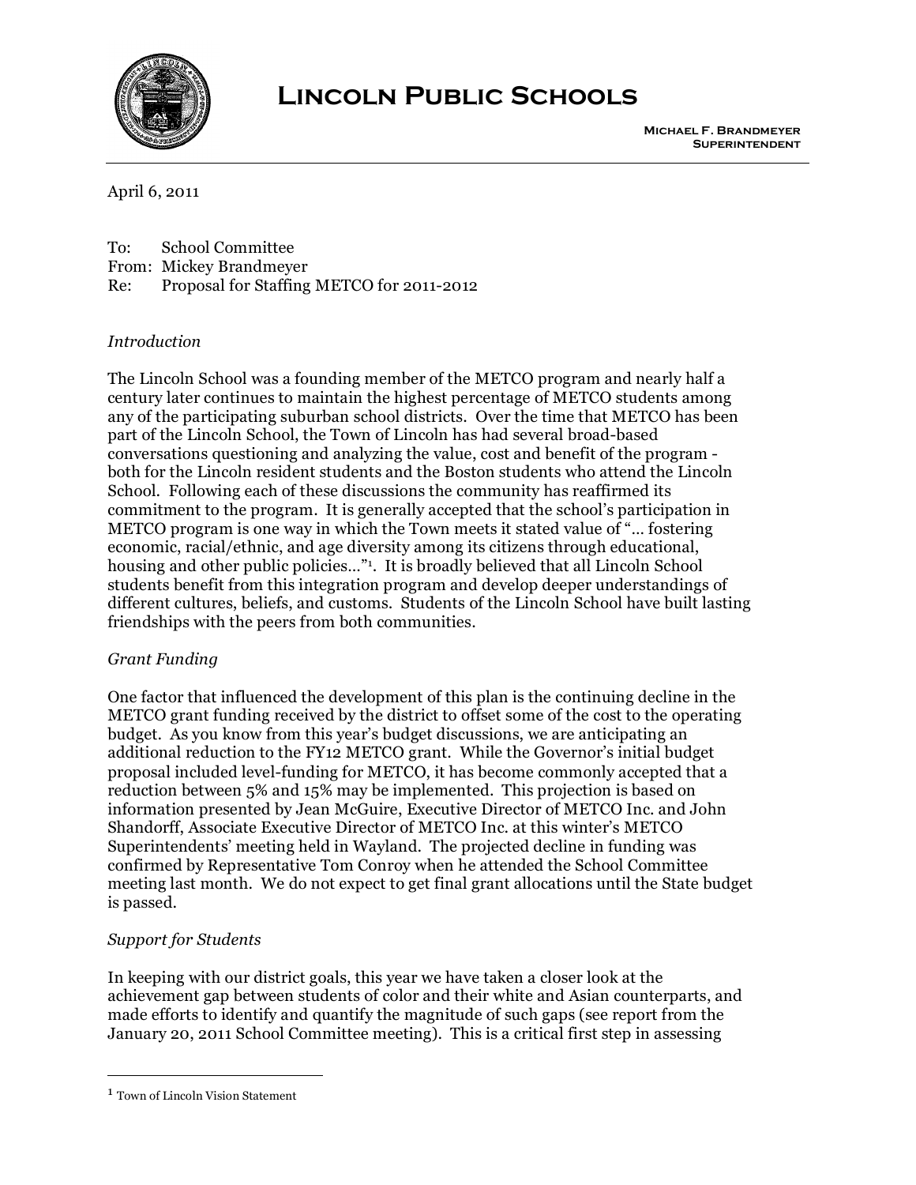# Lincoln Public Schools

**Michael F. Brandmeyer**
**Superintendent**

April 6, 2011

To: School Committee
From: Mickey Brandmeyer
Re: Proposal for Staffing METCO for 2011-2012

*Introduction*

The Lincoln School was a founding member of the METCO program and nearly half a century later continues to maintain the highest percentage of METCO students among any of the participating suburban school districts. Over the time that METCO has been part of the Lincoln School, the Town of Lincoln has had several broad-based conversations questioning and analyzing the value, cost and benefit of the program - both for the Lincoln resident students and the Boston students who attend the Lincoln School. Following each of these discussions the community has reaffirmed its commitment to the program. It is generally accepted that the school's participation in METCO program is one way in which the Town meets it stated value of "… fostering economic, racial/ethnic, and age diversity among its citizens through educational, housing and other public policies…"[1]. It is broadly believed that all Lincoln School students benefit from this integration program and develop deeper understandings of different cultures, beliefs, and customs. Students of the Lincoln School have built lasting friendships with the peers from both communities.

*Grant Funding*

One factor that influenced the development of this plan is the continuing decline in the METCO grant funding received by the district to offset some of the cost to the operating budget. As you know from this year's budget discussions, we are anticipating an additional reduction to the FY12 METCO grant. While the Governor's initial budget proposal included level-funding for METCO, it has become commonly accepted that a reduction between 5% and 15% may be implemented. This projection is based on information presented by Jean McGuire, Executive Director of METCO Inc. and John Shandorff, Associate Executive Director of METCO Inc. at this winter's METCO Superintendents' meeting held in Wayland. The projected decline in funding was confirmed by Representative Tom Conroy when he attended the School Committee meeting last month. We do not expect to get final grant allocations until the State budget is passed.

*Support for Students*

In keeping with our district goals, this year we have taken a closer look at the achievement gap between students of color and their white and Asian counterparts, and made efforts to identify and quantify the magnitude of such gaps (see report from the January 20, 2011 School Committee meeting). This is a critical first step in assessing

---

[1] Town of Lincoln Vision Statement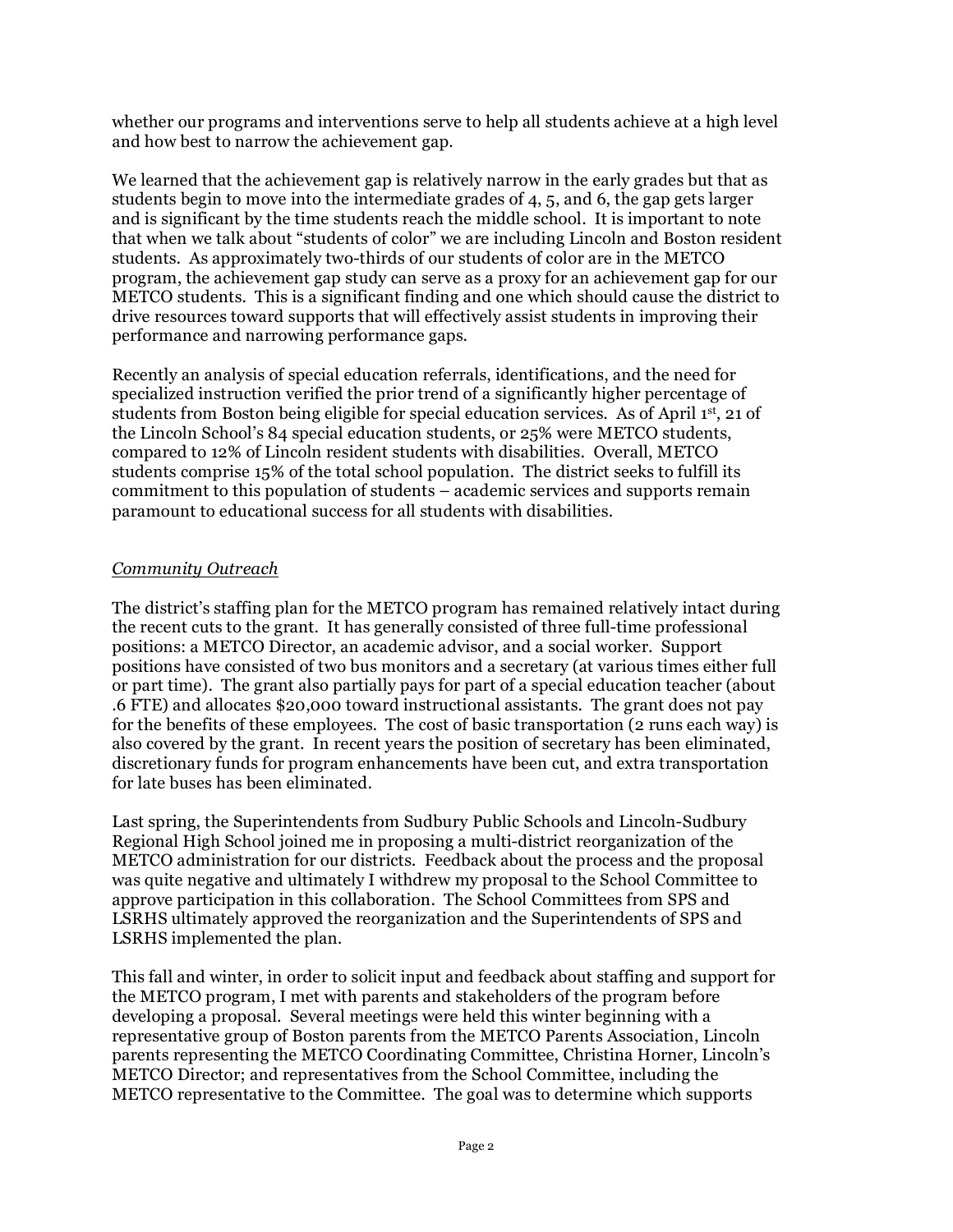whether our programs and interventions serve to help all students achieve at a high level and how best to narrow the achievement gap.

We learned that the achievement gap is relatively narrow in the early grades but that as students begin to move into the intermediate grades of 4, 5, and 6, the gap gets larger and is significant by the time students reach the middle school. It is important to note that when we talk about "students of color" we are including Lincoln and Boston resident students. As approximately two-thirds of our students of color are in the METCO program, the achievement gap study can serve as a proxy for an achievement gap for our METCO students. This is a significant finding and one which should cause the district to drive resources toward supports that will effectively assist students in improving their performance and narrowing performance gaps.

Recently an analysis of special education referrals, identifications, and the need for specialized instruction verified the prior trend of a significantly higher percentage of students from Boston being eligible for special education services. As of April 1st, 21 of the Lincoln School's 84 special education students, or 25% were METCO students, compared to 12% of Lincoln resident students with disabilities. Overall, METCO students comprise 15% of the total school population. The district seeks to fulfill its commitment to this population of students – academic services and supports remain paramount to educational success for all students with disabilities.

*Community Outreach*

The district's staffing plan for the METCO program has remained relatively intact during the recent cuts to the grant. It has generally consisted of three full-time professional positions: a METCO Director, an academic advisor, and a social worker. Support positions have consisted of two bus monitors and a secretary (at various times either full or part time). The grant also partially pays for part of a special education teacher (about .6 FTE) and allocates $20,000 toward instructional assistants. The grant does not pay for the benefits of these employees. The cost of basic transportation (2 runs each way) is also covered by the grant. In recent years the position of secretary has been eliminated, discretionary funds for program enhancements have been cut, and extra transportation for late buses has been eliminated.

Last spring, the Superintendents from Sudbury Public Schools and Lincoln-Sudbury Regional High School joined me in proposing a multi-district reorganization of the METCO administration for our districts. Feedback about the process and the proposal was quite negative and ultimately I withdrew my proposal to the School Committee to approve participation in this collaboration. The School Committees from SPS and LSRHS ultimately approved the reorganization and the Superintendents of SPS and LSRHS implemented the plan.

This fall and winter, in order to solicit input and feedback about staffing and support for the METCO program, I met with parents and stakeholders of the program before developing a proposal. Several meetings were held this winter beginning with a representative group of Boston parents from the METCO Parents Association, Lincoln parents representing the METCO Coordinating Committee, Christina Horner, Lincoln's METCO Director; and representatives from the School Committee, including the METCO representative to the Committee. The goal was to determine which supports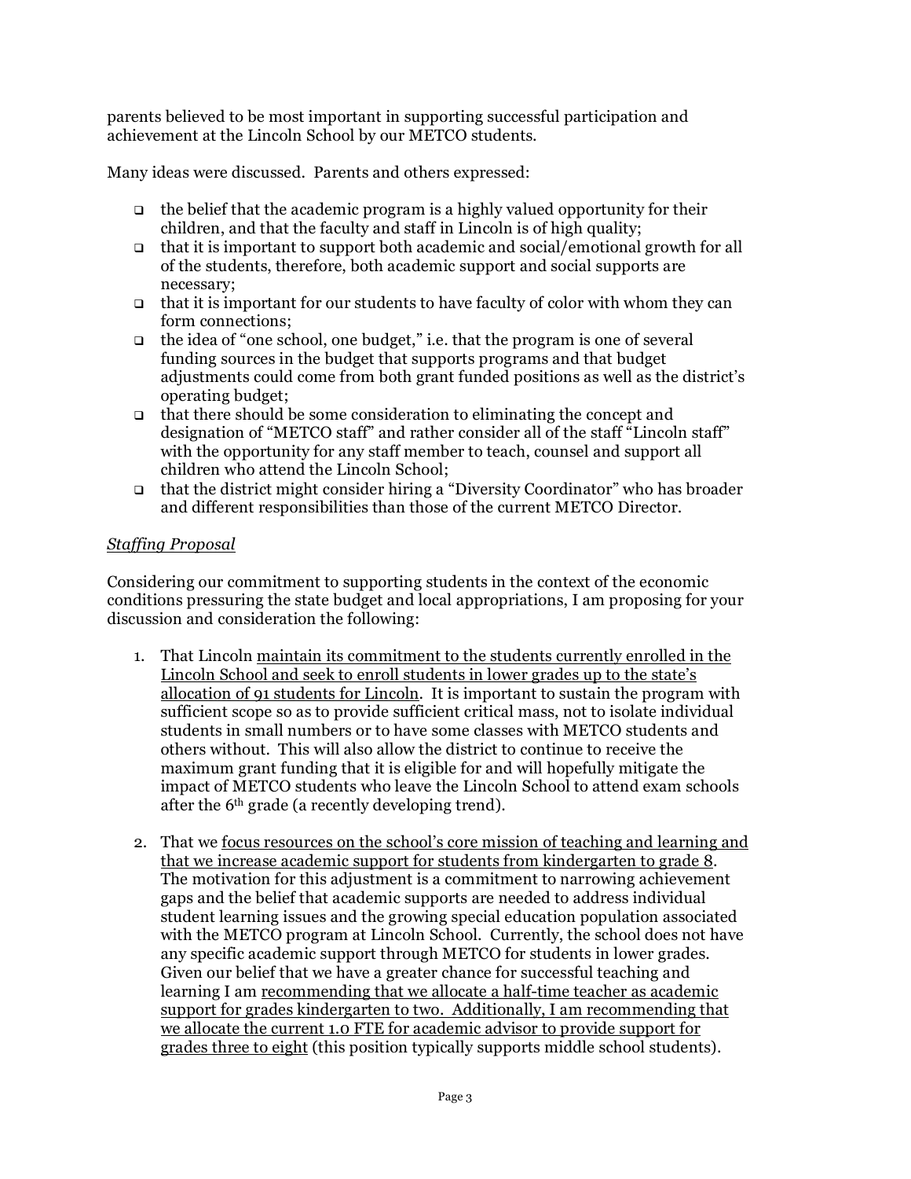parents believed to be most important in supporting successful participation and achievement at the Lincoln School by our METCO students.

Many ideas were discussed. Parents and others expressed:

- the belief that the academic program is a highly valued opportunity for their children, and that the faculty and staff in Lincoln is of high quality;
- that it is important to support both academic and social/emotional growth for all of the students, therefore, both academic support and social supports are necessary;
- that it is important for our students to have faculty of color with whom they can form connections;
- the idea of "one school, one budget," i.e. that the program is one of several funding sources in the budget that supports programs and that budget adjustments could come from both grant funded positions as well as the district's operating budget;
- that there should be some consideration to eliminating the concept and designation of "METCO staff" and rather consider all of the staff "Lincoln staff" with the opportunity for any staff member to teach, counsel and support all children who attend the Lincoln School;
- that the district might consider hiring a "Diversity Coordinator" who has broader and different responsibilities than those of the current METCO Director.

*Staffing Proposal*

Considering our commitment to supporting students in the context of the economic conditions pressuring the state budget and local appropriations, I am proposing for your discussion and consideration the following:

1. That Lincoln <u>maintain its commitment to the students currently enrolled in the Lincoln School and seek to enroll students in lower grades up to the state's allocation of 91 students for Lincoln</u>. It is important to sustain the program with sufficient scope so as to provide sufficient critical mass, not to isolate individual students in small numbers or to have some classes with METCO students and others without. This will also allow the district to continue to receive the maximum grant funding that it is eligible for and will hopefully mitigate the impact of METCO students who leave the Lincoln School to attend exam schools after the 6th grade (a recently developing trend).

2. That we <u>focus resources on the school's core mission of teaching and learning and that we increase academic support for students from kindergarten to grade 8</u>. The motivation for this adjustment is a commitment to narrowing achievement gaps and the belief that academic supports are needed to address individual student learning issues and the growing special education population associated with the METCO program at Lincoln School. Currently, the school does not have any specific academic support through METCO for students in lower grades. Given our belief that we have a greater chance for successful teaching and learning I am <u>recommending that we allocate a half-time teacher as academic support for grades kindergarten to two. Additionally, I am recommending that we allocate the current 1.0 FTE for academic advisor to provide support for grades three to eight</u> (this position typically supports middle school students).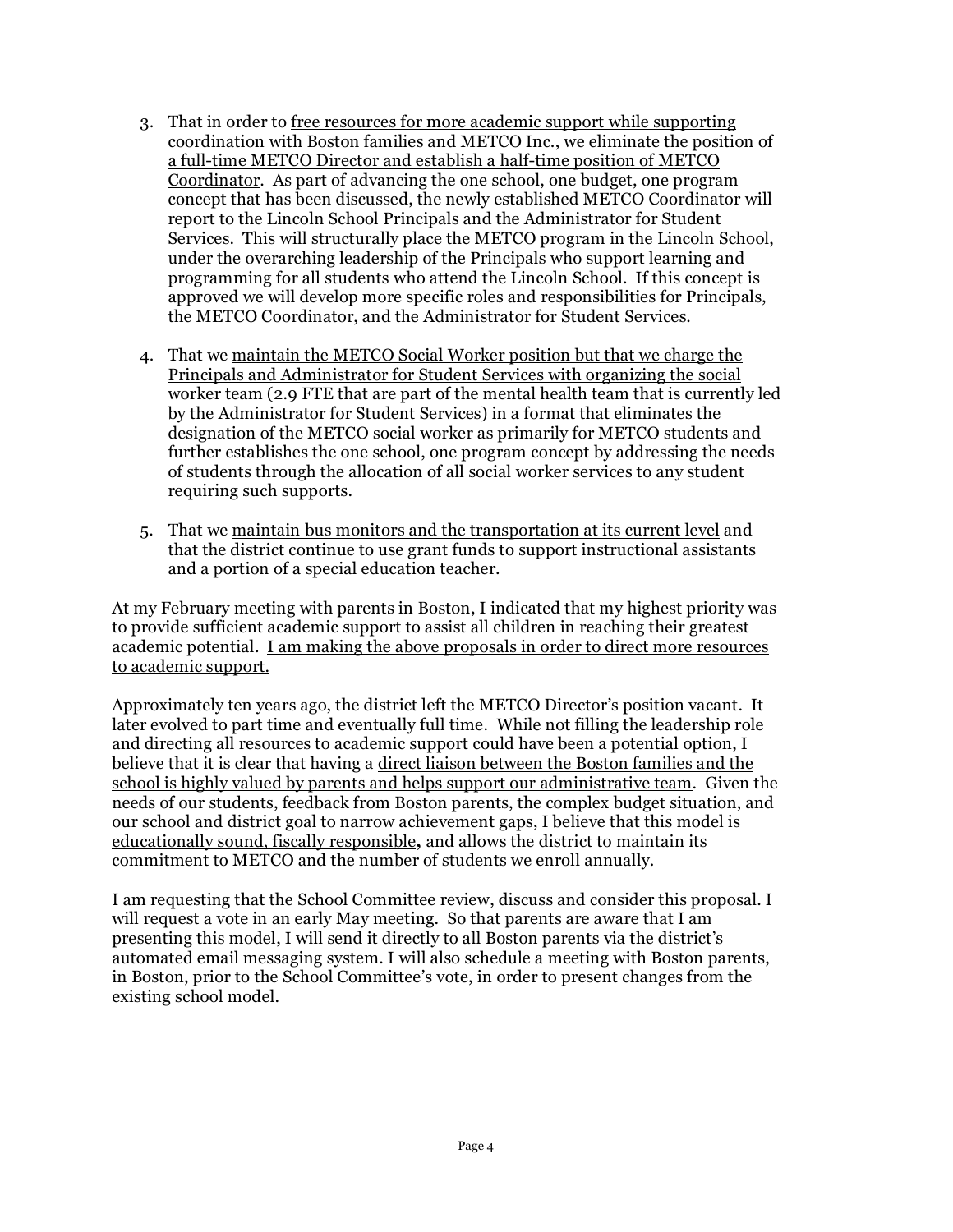3. That in order to <u>free resources for more academic support while supporting coordination with Boston families and METCO Inc., we eliminate the position of a full-time METCO Director and establish a half-time position of METCO Coordinator</u>. As part of advancing the one school, one budget, one program concept that has been discussed, the newly established METCO Coordinator will report to the Lincoln School Principals and the Administrator for Student Services. This will structurally place the METCO program in the Lincoln School, under the overarching leadership of the Principals who support learning and programming for all students who attend the Lincoln School. If this concept is approved we will develop more specific roles and responsibilities for Principals, the METCO Coordinator, and the Administrator for Student Services.

4. That we <u>maintain the METCO Social Worker position but that we charge the Principals and Administrator for Student Services with organizing the social worker team</u> (2.9 FTE that are part of the mental health team that is currently led by the Administrator for Student Services) in a format that eliminates the designation of the METCO social worker as primarily for METCO students and further establishes the one school, one program concept by addressing the needs of students through the allocation of all social worker services to any student requiring such supports.

5. That we <u>maintain bus monitors and the transportation at its current level</u> and that the district continue to use grant funds to support instructional assistants and a portion of a special education teacher.

At my February meeting with parents in Boston, I indicated that my highest priority was to provide sufficient academic support to assist all children in reaching their greatest academic potential. <u>I am making the above proposals in order to direct more resources to academic support.</u>

Approximately ten years ago, the district left the METCO Director's position vacant. It later evolved to part time and eventually full time. While not filling the leadership role and directing all resources to academic support could have been a potential option, I believe that it is clear that having a <u>direct liaison between the Boston families and the school is highly valued by parents and helps support our administrative team</u>. Given the needs of our students, feedback from Boston parents, the complex budget situation, and our school and district goal to narrow achievement gaps, I believe that this model is <u>educationally sound, fiscally responsible</u>**,** and allows the district to maintain its commitment to METCO and the number of students we enroll annually.

I am requesting that the School Committee review, discuss and consider this proposal. I will request a vote in an early May meeting. So that parents are aware that I am presenting this model, I will send it directly to all Boston parents via the district's automated email messaging system. I will also schedule a meeting with Boston parents, in Boston, prior to the School Committee's vote, in order to present changes from the existing school model.